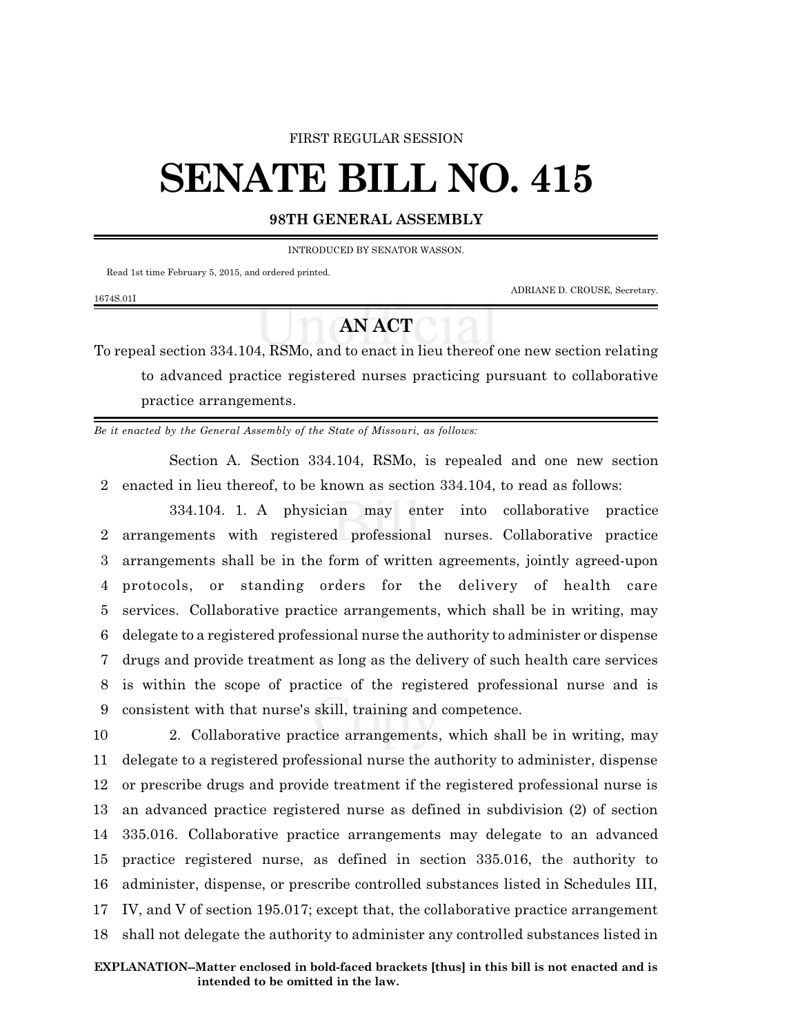FIRST REGULAR SESSION

# SENATE BILL NO. 415

## 98TH GENERAL ASSEMBLY

INTRODUCED BY SENATOR WASSON.

Read 1st time February 5, 2015, and ordered printed.

ADRIANE D. CROUSE, Secretary.

1674S.01I

## AN ACT

To repeal section 334.104, RSMo, and to enact in lieu thereof one new section relating to advanced practice registered nurses practicing pursuant to collaborative practice arrangements.

*Be it enacted by the General Assembly of the State of Missouri, as follows:*

Section A. Section 334.104, RSMo, is repealed and one new section enacted in lieu thereof, to be known as section 334.104, to read as follows:

334.104. 1. A physician may enter into collaborative practice arrangements with registered professional nurses. Collaborative practice arrangements shall be in the form of written agreements, jointly agreed-upon protocols, or standing orders for the delivery of health care services. Collaborative practice arrangements, which shall be in writing, may delegate to a registered professional nurse the authority to administer or dispense drugs and provide treatment as long as the delivery of such health care services is within the scope of practice of the registered professional nurse and is consistent with that nurse's skill, training and competence.

2. Collaborative practice arrangements, which shall be in writing, may delegate to a registered professional nurse the authority to administer, dispense or prescribe drugs and provide treatment if the registered professional nurse is an advanced practice registered nurse as defined in subdivision (2) of section 335.016. Collaborative practice arrangements may delegate to an advanced practice registered nurse, as defined in section 335.016, the authority to administer, dispense, or prescribe controlled substances listed in Schedules III, IV, and V of section 195.017; except that, the collaborative practice arrangement shall not delegate the authority to administer any controlled substances listed in

**EXPLANATION–Matter enclosed in bold-faced brackets [thus] in this bill is not enacted and is intended to be omitted in the law.**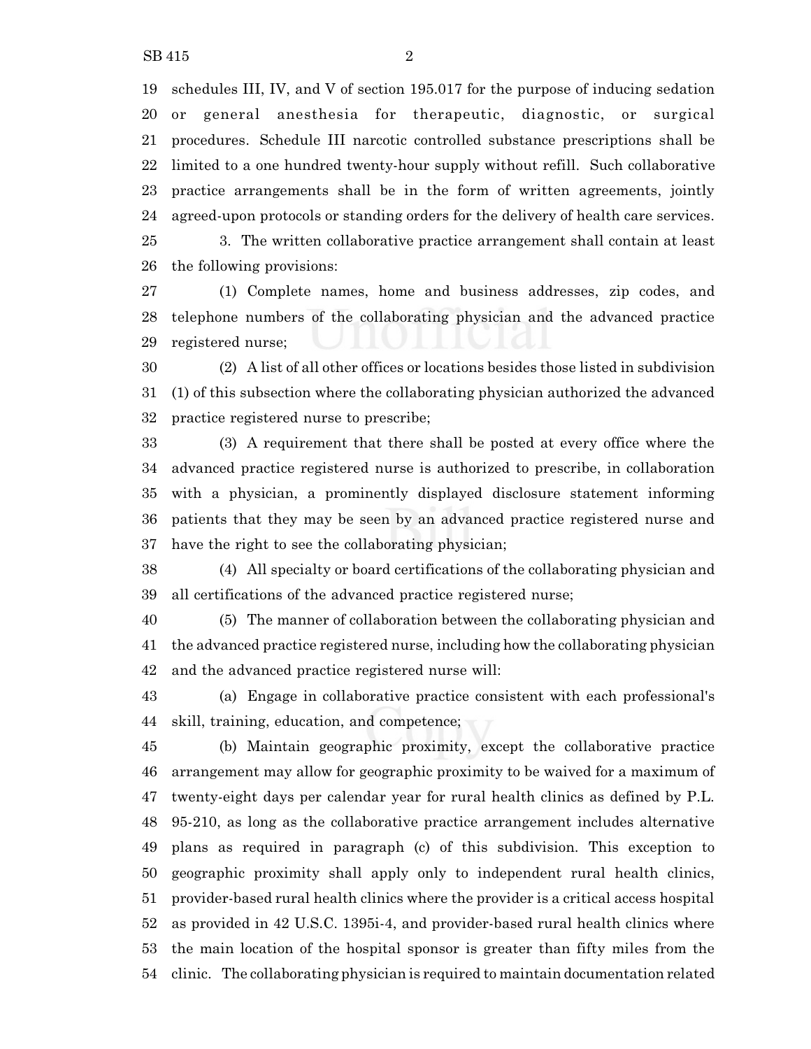schedules III, IV, and V of section 195.017 for the purpose of inducing sedation or general anesthesia for therapeutic, diagnostic, or surgical procedures. Schedule III narcotic controlled substance prescriptions shall be limited to a one hundred twenty-hour supply without refill. Such collaborative practice arrangements shall be in the form of written agreements, jointly agreed-upon protocols or standing orders for the delivery of health care services.

3. The written collaborative practice arrangement shall contain at least the following provisions:

(1) Complete names, home and business addresses, zip codes, and telephone numbers of the collaborating physician and the advanced practice registered nurse;

(2) A list of all other offices or locations besides those listed in subdivision (1) of this subsection where the collaborating physician authorized the advanced practice registered nurse to prescribe;

(3) A requirement that there shall be posted at every office where the advanced practice registered nurse is authorized to prescribe, in collaboration with a physician, a prominently displayed disclosure statement informing patients that they may be seen by an advanced practice registered nurse and have the right to see the collaborating physician;

(4) All specialty or board certifications of the collaborating physician and all certifications of the advanced practice registered nurse;

(5) The manner of collaboration between the collaborating physician and the advanced practice registered nurse, including how the collaborating physician and the advanced practice registered nurse will:

(a) Engage in collaborative practice consistent with each professional's skill, training, education, and competence;

(b) Maintain geographic proximity, except the collaborative practice arrangement may allow for geographic proximity to be waived for a maximum of twenty-eight days per calendar year for rural health clinics as defined by P.L. 95-210, as long as the collaborative practice arrangement includes alternative plans as required in paragraph (c) of this subdivision. This exception to geographic proximity shall apply only to independent rural health clinics, provider-based rural health clinics where the provider is a critical access hospital as provided in 42 U.S.C. 1395i-4, and provider-based rural health clinics where the main location of the hospital sponsor is greater than fifty miles from the clinic. The collaborating physician is required to maintain documentation related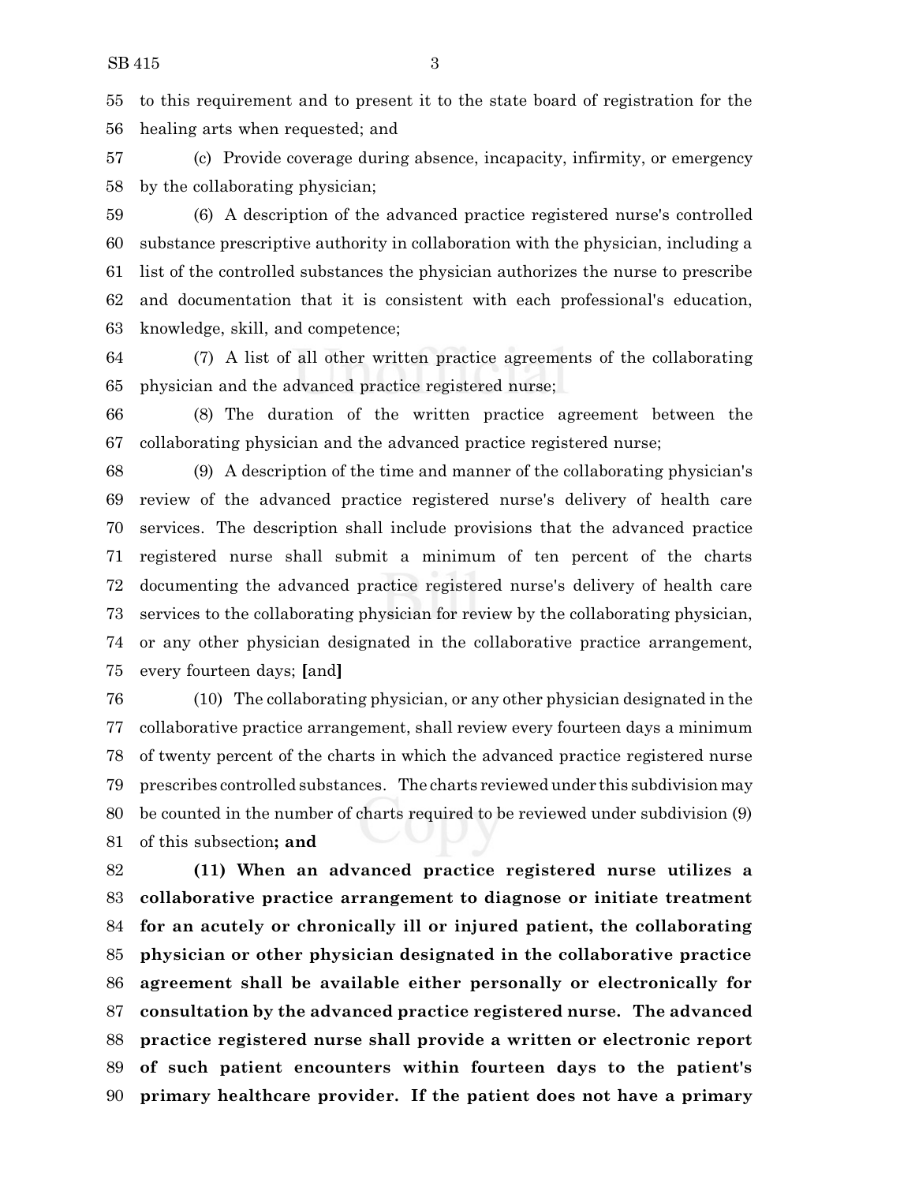55 to this requirement and to present it to the state board of registration for the
56 healing arts when requested; and

57 (c) Provide coverage during absence, incapacity, infirmity, or emergency
58 by the collaborating physician;

59 (6) A description of the advanced practice registered nurse's controlled
60 substance prescriptive authority in collaboration with the physician, including a
61 list of the controlled substances the physician authorizes the nurse to prescribe
62 and documentation that it is consistent with each professional's education,
63 knowledge, skill, and competence;

64 (7) A list of all other written practice agreements of the collaborating
65 physician and the advanced practice registered nurse;

66 (8) The duration of the written practice agreement between the
67 collaborating physician and the advanced practice registered nurse;

68 (9) A description of the time and manner of the collaborating physician's
69 review of the advanced practice registered nurse's delivery of health care
70 services. The description shall include provisions that the advanced practice
71 registered nurse shall submit a minimum of ten percent of the charts
72 documenting the advanced practice registered nurse's delivery of health care
73 services to the collaborating physician for review by the collaborating physician,
74 or any other physician designated in the collaborative practice arrangement,
75 every fourteen days; **[**and**]**

76 (10) The collaborating physician, or any other physician designated in the
77 collaborative practice arrangement, shall review every fourteen days a minimum
78 of twenty percent of the charts in which the advanced practice registered nurse
79 prescribes controlled substances. The charts reviewed under this subdivision may
80 be counted in the number of charts required to be reviewed under subdivision (9)
81 of this subsection**; and**

82 **(11) When an advanced practice registered nurse utilizes a**
83 **collaborative practice arrangement to diagnose or initiate treatment**
84 **for an acutely or chronically ill or injured patient, the collaborating**
85 **physician or other physician designated in the collaborative practice**
86 **agreement shall be available either personally or electronically for**
87 **consultation by the advanced practice registered nurse. The advanced**
88 **practice registered nurse shall provide a written or electronic report**
89 **of such patient encounters within fourteen days to the patient's**
90 **primary healthcare provider. If the patient does not have a primary**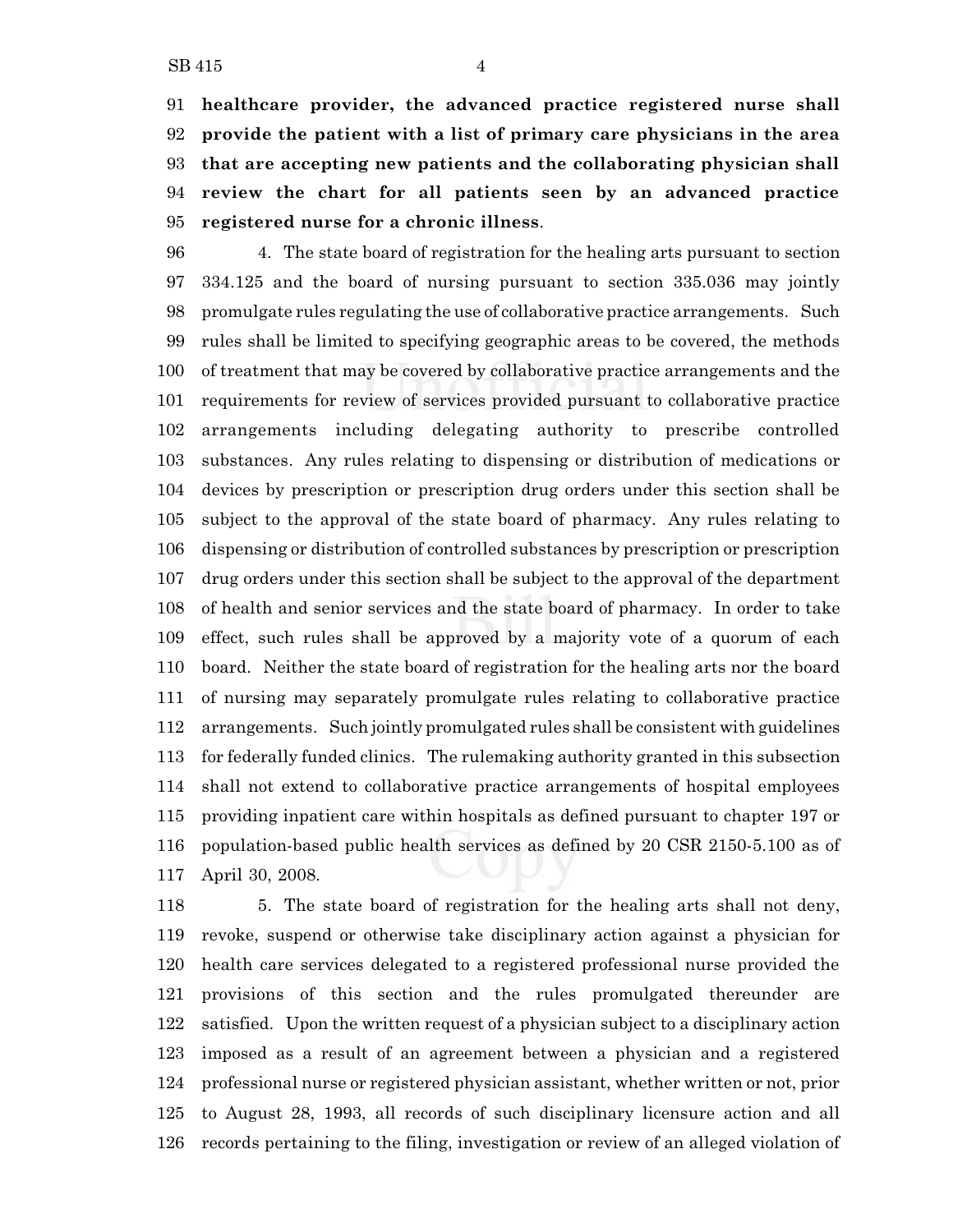**healthcare provider, the advanced practice registered nurse shall provide the patient with a list of primary care physicians in the area that are accepting new patients and the collaborating physician shall review the chart for all patients seen by an advanced practice registered nurse for a chronic illness**.

4. The state board of registration for the healing arts pursuant to section 334.125 and the board of nursing pursuant to section 335.036 may jointly promulgate rules regulating the use of collaborative practice arrangements. Such rules shall be limited to specifying geographic areas to be covered, the methods of treatment that may be covered by collaborative practice arrangements and the requirements for review of services provided pursuant to collaborative practice arrangements including delegating authority to prescribe controlled substances. Any rules relating to dispensing or distribution of medications or devices by prescription or prescription drug orders under this section shall be subject to the approval of the state board of pharmacy. Any rules relating to dispensing or distribution of controlled substances by prescription or prescription drug orders under this section shall be subject to the approval of the department of health and senior services and the state board of pharmacy. In order to take effect, such rules shall be approved by a majority vote of a quorum of each board. Neither the state board of registration for the healing arts nor the board of nursing may separately promulgate rules relating to collaborative practice arrangements. Such jointly promulgated rules shall be consistent with guidelines for federally funded clinics. The rulemaking authority granted in this subsection shall not extend to collaborative practice arrangements of hospital employees providing inpatient care within hospitals as defined pursuant to chapter 197 or population-based public health services as defined by 20 CSR 2150-5.100 as of April 30, 2008.

5. The state board of registration for the healing arts shall not deny, revoke, suspend or otherwise take disciplinary action against a physician for health care services delegated to a registered professional nurse provided the provisions of this section and the rules promulgated thereunder are satisfied. Upon the written request of a physician subject to a disciplinary action imposed as a result of an agreement between a physician and a registered professional nurse or registered physician assistant, whether written or not, prior to August 28, 1993, all records of such disciplinary licensure action and all records pertaining to the filing, investigation or review of an alleged violation of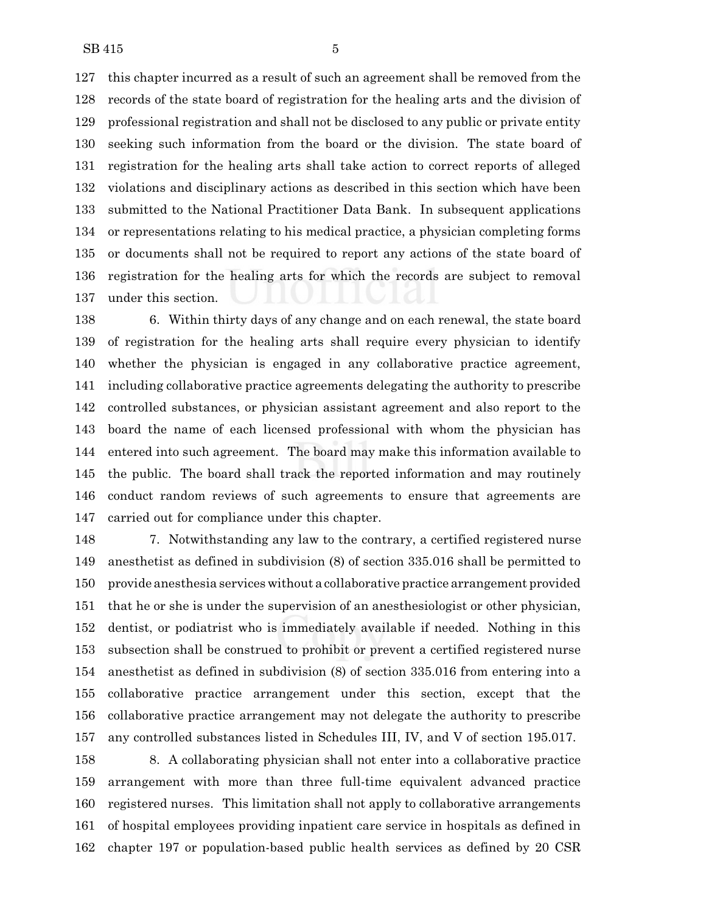this chapter incurred as a result of such an agreement shall be removed from the records of the state board of registration for the healing arts and the division of professional registration and shall not be disclosed to any public or private entity seeking such information from the board or the division. The state board of registration for the healing arts shall take action to correct reports of alleged violations and disciplinary actions as described in this section which have been submitted to the National Practitioner Data Bank. In subsequent applications or representations relating to his medical practice, a physician completing forms or documents shall not be required to report any actions of the state board of registration for the healing arts for which the records are subject to removal under this section.

6. Within thirty days of any change and on each renewal, the state board of registration for the healing arts shall require every physician to identify whether the physician is engaged in any collaborative practice agreement, including collaborative practice agreements delegating the authority to prescribe controlled substances, or physician assistant agreement and also report to the board the name of each licensed professional with whom the physician has entered into such agreement. The board may make this information available to the public. The board shall track the reported information and may routinely conduct random reviews of such agreements to ensure that agreements are carried out for compliance under this chapter.

7. Notwithstanding any law to the contrary, a certified registered nurse anesthetist as defined in subdivision (8) of section 335.016 shall be permitted to provide anesthesia services without a collaborative practice arrangement provided that he or she is under the supervision of an anesthesiologist or other physician, dentist, or podiatrist who is immediately available if needed. Nothing in this subsection shall be construed to prohibit or prevent a certified registered nurse anesthetist as defined in subdivision (8) of section 335.016 from entering into a collaborative practice arrangement under this section, except that the collaborative practice arrangement may not delegate the authority to prescribe any controlled substances listed in Schedules III, IV, and V of section 195.017.

8. A collaborating physician shall not enter into a collaborative practice arrangement with more than three full-time equivalent advanced practice registered nurses. This limitation shall not apply to collaborative arrangements of hospital employees providing inpatient care service in hospitals as defined in chapter 197 or population-based public health services as defined by 20 CSR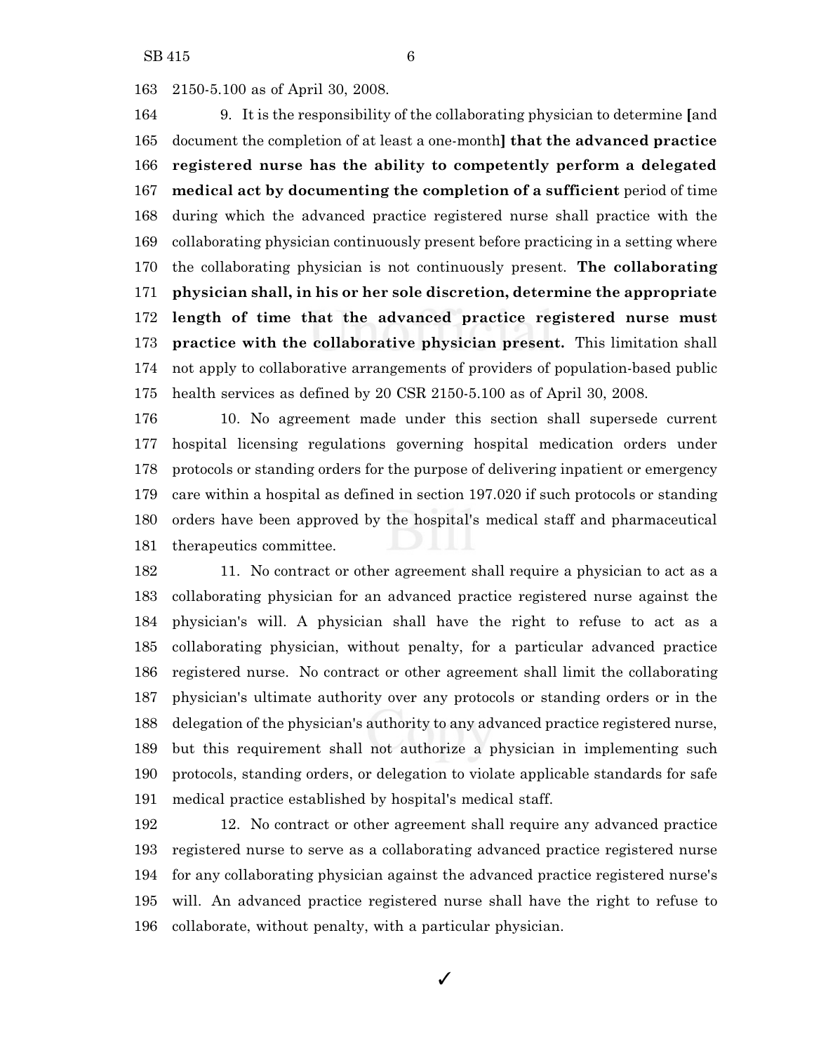2150-5.100 as of April 30, 2008.

9. It is the responsibility of the collaborating physician to determine [and document the completion of at least a one-month] **that the advanced practice registered nurse has the ability to competently perform a delegated medical act by documenting the completion of a sufficient** period of time during which the advanced practice registered nurse shall practice with the collaborating physician continuously present before practicing in a setting where the collaborating physician is not continuously present. **The collaborating physician shall, in his or her sole discretion, determine the appropriate length of time that the advanced practice registered nurse must practice with the collaborative physician present.** This limitation shall not apply to collaborative arrangements of providers of population-based public health services as defined by 20 CSR 2150-5.100 as of April 30, 2008.

10. No agreement made under this section shall supersede current hospital licensing regulations governing hospital medication orders under protocols or standing orders for the purpose of delivering inpatient or emergency care within a hospital as defined in section 197.020 if such protocols or standing orders have been approved by the hospital's medical staff and pharmaceutical therapeutics committee.

11. No contract or other agreement shall require a physician to act as a collaborating physician for an advanced practice registered nurse against the physician's will. A physician shall have the right to refuse to act as a collaborating physician, without penalty, for a particular advanced practice registered nurse. No contract or other agreement shall limit the collaborating physician's ultimate authority over any protocols or standing orders or in the delegation of the physician's authority to any advanced practice registered nurse, but this requirement shall not authorize a physician in implementing such protocols, standing orders, or delegation to violate applicable standards for safe medical practice established by hospital's medical staff.

12. No contract or other agreement shall require any advanced practice registered nurse to serve as a collaborating advanced practice registered nurse for any collaborating physician against the advanced practice registered nurse's will. An advanced practice registered nurse shall have the right to refuse to collaborate, without penalty, with a particular physician.

✓